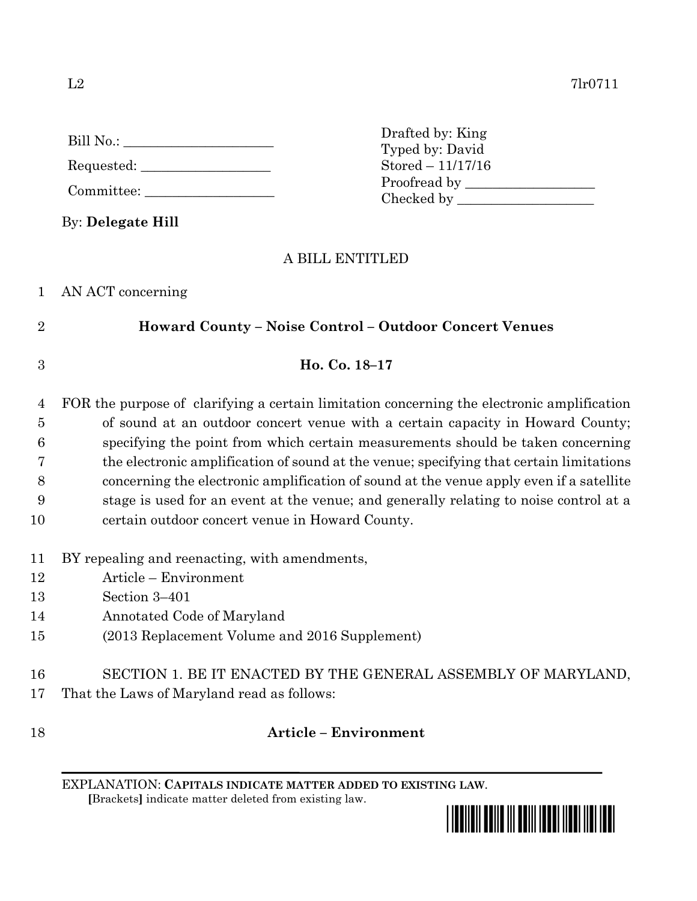L2 7lr0711

Bill No.: ______________________

Requested: ___________________

Committee: ___________________

Drafted by: King
Typed by: David
Stored – 11/17/16
Proofread by ___________________
Checked by ____________________

By: **Delegate Hill**

A BILL ENTITLED

AN ACT concerning

**Howard County – Noise Control – Outdoor Concert Venues**

**Ho. Co. 18–17**

FOR the purpose of clarifying a certain limitation concerning the electronic amplification of sound at an outdoor concert venue with a certain capacity in Howard County; specifying the point from which certain measurements should be taken concerning the electronic amplification of sound at the venue; specifying that certain limitations concerning the electronic amplification of sound at the venue apply even if a satellite stage is used for an event at the venue; and generally relating to noise control at a certain outdoor concert venue in Howard County.

BY repealing and reenacting, with amendments,
Article – Environment
Section 3–401
Annotated Code of Maryland
(2013 Replacement Volume and 2016 Supplement)

SECTION 1. BE IT ENACTED BY THE GENERAL ASSEMBLY OF MARYLAND, That the Laws of Maryland read as follows:

**Article – Environment**

EXPLANATION: **CAPITALS INDICATE MATTER ADDED TO EXISTING LAW.**
**[**Brackets**]** indicate matter deleted from existing law.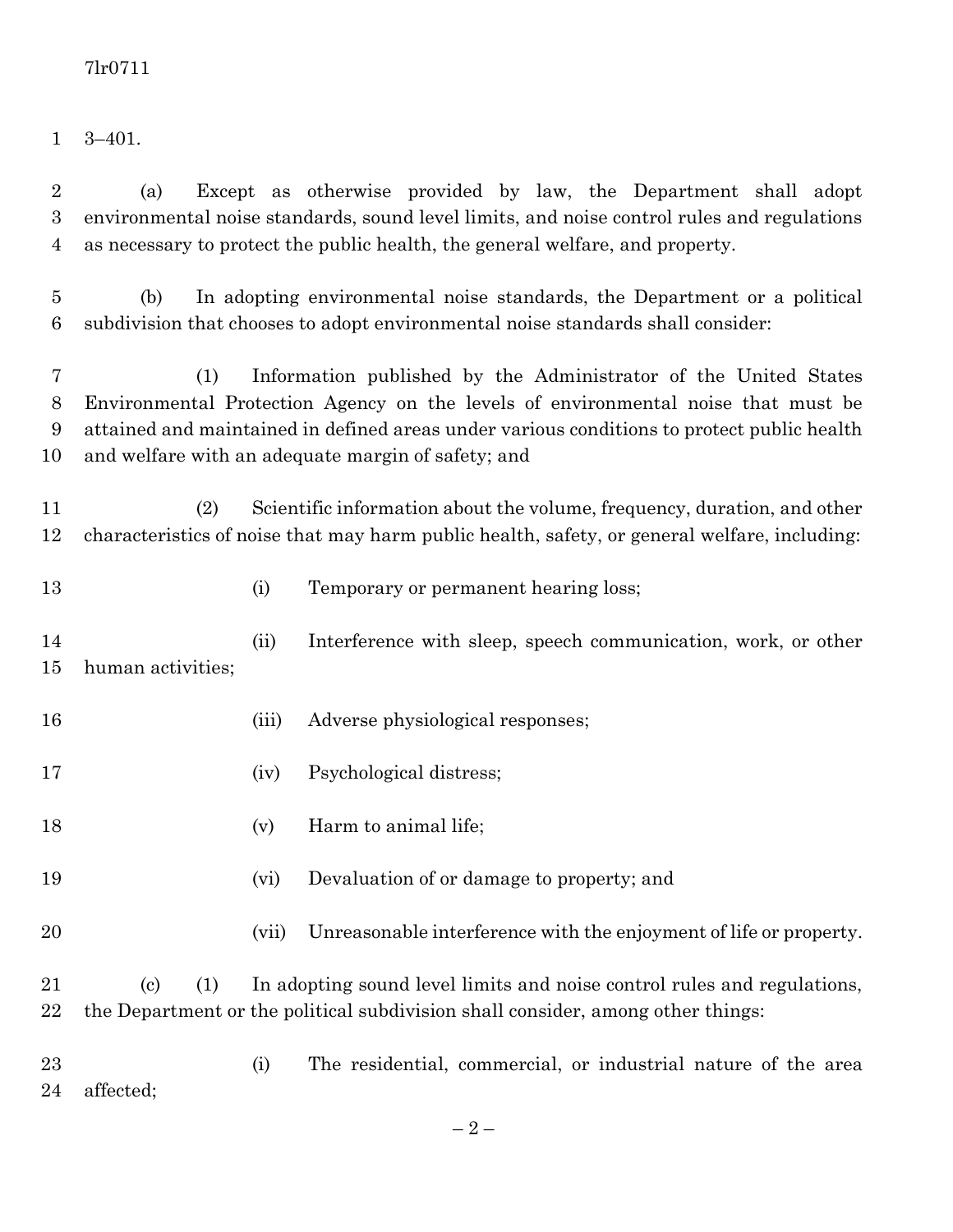3–401.

(a) Except as otherwise provided by law, the Department shall adopt environmental noise standards, sound level limits, and noise control rules and regulations as necessary to protect the public health, the general welfare, and property.

(b) In adopting environmental noise standards, the Department or a political subdivision that chooses to adopt environmental noise standards shall consider:

(1) Information published by the Administrator of the United States Environmental Protection Agency on the levels of environmental noise that must be attained and maintained in defined areas under various conditions to protect public health and welfare with an adequate margin of safety; and

(2) Scientific information about the volume, frequency, duration, and other characteristics of noise that may harm public health, safety, or general welfare, including:

(i) Temporary or permanent hearing loss;

(ii) Interference with sleep, speech communication, work, or other human activities;

(iii) Adverse physiological responses;

(iv) Psychological distress;

(v) Harm to animal life;

(vi) Devaluation of or damage to property; and

(vii) Unreasonable interference with the enjoyment of life or property.

(c) (1) In adopting sound level limits and noise control rules and regulations, the Department or the political subdivision shall consider, among other things:

(i) The residential, commercial, or industrial nature of the area affected;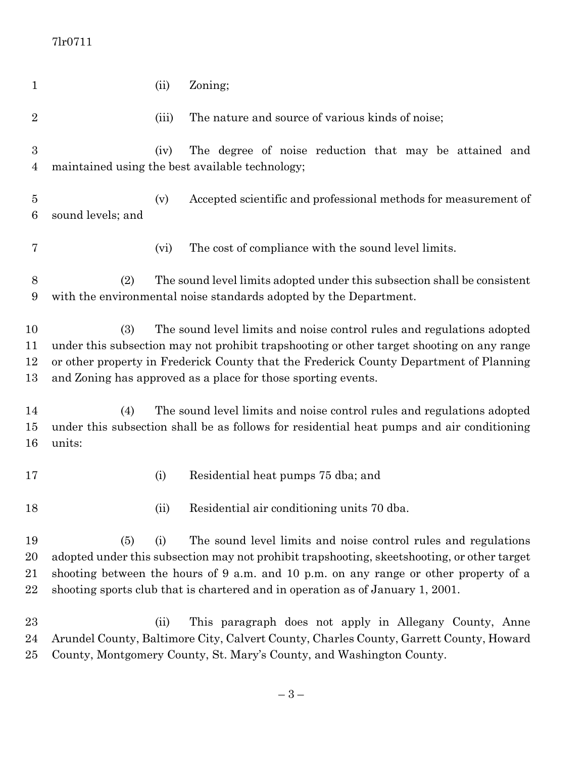(ii) Zoning;

(iii) The nature and source of various kinds of noise;

(iv) The degree of noise reduction that may be attained and maintained using the best available technology;

(v) Accepted scientific and professional methods for measurement of sound levels; and

(vi) The cost of compliance with the sound level limits.

(2) The sound level limits adopted under this subsection shall be consistent with the environmental noise standards adopted by the Department.

(3) The sound level limits and noise control rules and regulations adopted under this subsection may not prohibit trapshooting or other target shooting on any range or other property in Frederick County that the Frederick County Department of Planning and Zoning has approved as a place for those sporting events.

(4) The sound level limits and noise control rules and regulations adopted under this subsection shall be as follows for residential heat pumps and air conditioning units:

(i) Residential heat pumps 75 dba; and

(ii) Residential air conditioning units 70 dba.

(5) (i) The sound level limits and noise control rules and regulations adopted under this subsection may not prohibit trapshooting, skeetshooting, or other target shooting between the hours of 9 a.m. and 10 p.m. on any range or other property of a shooting sports club that is chartered and in operation as of January 1, 2001.

(ii) This paragraph does not apply in Allegany County, Anne Arundel County, Baltimore City, Calvert County, Charles County, Garrett County, Howard County, Montgomery County, St. Mary's County, and Washington County.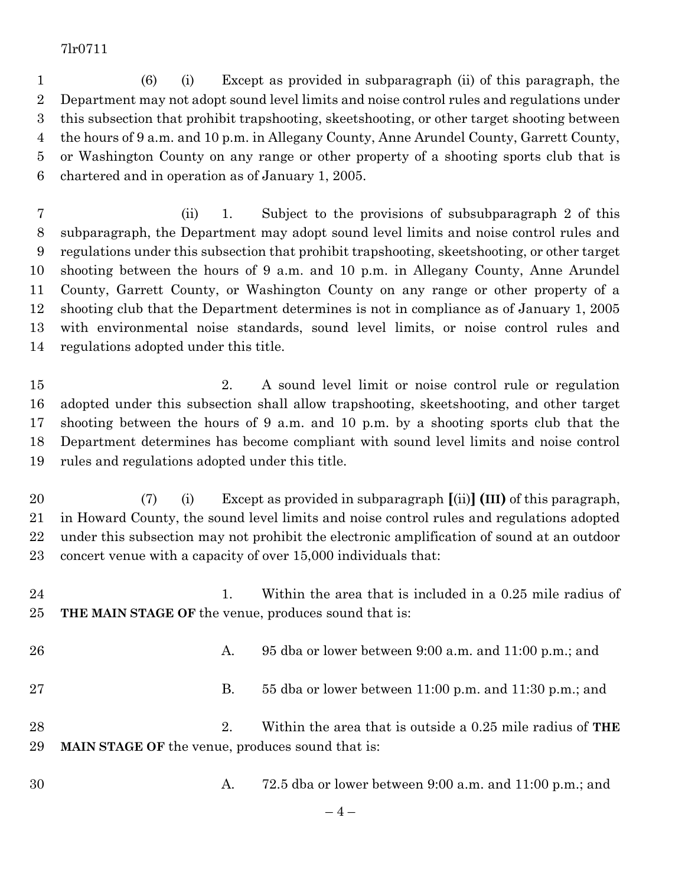(6) (i) Except as provided in subparagraph (ii) of this paragraph, the Department may not adopt sound level limits and noise control rules and regulations under this subsection that prohibit trapshooting, skeetshooting, or other target shooting between the hours of 9 a.m. and 10 p.m. in Allegany County, Anne Arundel County, Garrett County, or Washington County on any range or other property of a shooting sports club that is chartered and in operation as of January 1, 2005.

(ii) 1. Subject to the provisions of subsubparagraph 2 of this subparagraph, the Department may adopt sound level limits and noise control rules and regulations under this subsection that prohibit trapshooting, skeetshooting, or other target shooting between the hours of 9 a.m. and 10 p.m. in Allegany County, Anne Arundel County, Garrett County, or Washington County on any range or other property of a shooting club that the Department determines is not in compliance as of January 1, 2005 with environmental noise standards, sound level limits, or noise control rules and regulations adopted under this title.

2. A sound level limit or noise control rule or regulation adopted under this subsection shall allow trapshooting, skeetshooting, and other target shooting between the hours of 9 a.m. and 10 p.m. by a shooting sports club that the Department determines has become compliant with sound level limits and noise control rules and regulations adopted under this title.

(7) (i) Except as provided in subparagraph **[**(ii)**]** **(III)** of this paragraph, in Howard County, the sound level limits and noise control rules and regulations adopted under this subsection may not prohibit the electronic amplification of sound at an outdoor concert venue with a capacity of over 15,000 individuals that:

1. Within the area that is included in a 0.25 mile radius of **THE MAIN STAGE OF** the venue, produces sound that is:

A. 95 dba or lower between 9:00 a.m. and 11:00 p.m.; and

B. 55 dba or lower between 11:00 p.m. and 11:30 p.m.; and

2. Within the area that is outside a 0.25 mile radius of **THE MAIN STAGE OF** the venue, produces sound that is:

A. 72.5 dba or lower between 9:00 a.m. and 11:00 p.m.; and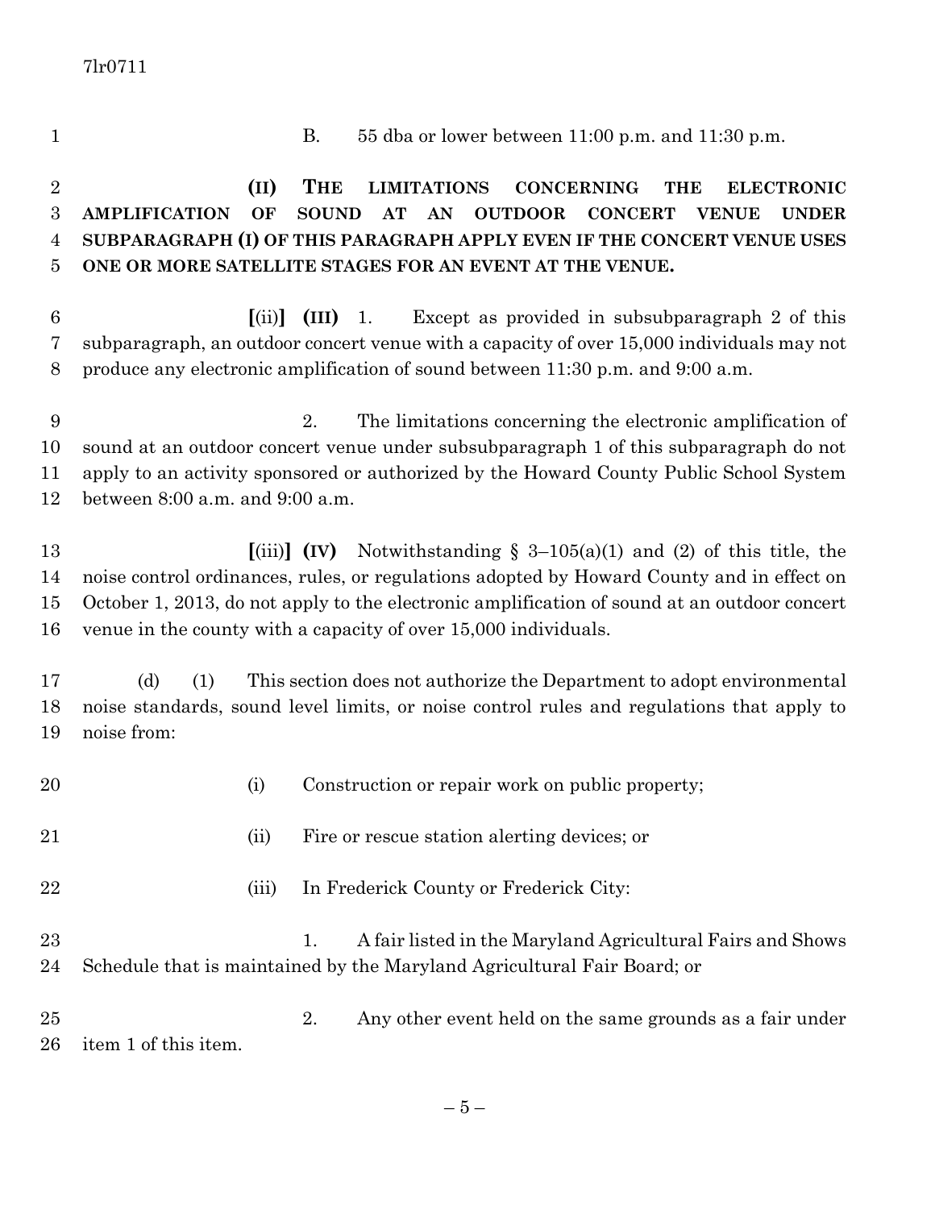7lr0711

B. 55 dba or lower between 11:00 p.m. and 11:30 p.m.

**(II) THE LIMITATIONS CONCERNING THE ELECTRONIC AMPLIFICATION OF SOUND AT AN OUTDOOR CONCERT VENUE UNDER SUBPARAGRAPH (I) OF THIS PARAGRAPH APPLY EVEN IF THE CONCERT VENUE USES ONE OR MORE SATELLITE STAGES FOR AN EVENT AT THE VENUE.**

**[**(ii)**] (III)** 1. Except as provided in subsubparagraph 2 of this subparagraph, an outdoor concert venue with a capacity of over 15,000 individuals may not produce any electronic amplification of sound between 11:30 p.m. and 9:00 a.m.

2. The limitations concerning the electronic amplification of sound at an outdoor concert venue under subsubparagraph 1 of this subparagraph do not apply to an activity sponsored or authorized by the Howard County Public School System between 8:00 a.m. and 9:00 a.m.

**[**(iii)**] (IV)** Notwithstanding § 3–105(a)(1) and (2) of this title, the noise control ordinances, rules, or regulations adopted by Howard County and in effect on October 1, 2013, do not apply to the electronic amplification of sound at an outdoor concert venue in the county with a capacity of over 15,000 individuals.

(d) (1) This section does not authorize the Department to adopt environmental noise standards, sound level limits, or noise control rules and regulations that apply to noise from:

(i) Construction or repair work on public property;

(ii) Fire or rescue station alerting devices; or

(iii) In Frederick County or Frederick City:

1. A fair listed in the Maryland Agricultural Fairs and Shows Schedule that is maintained by the Maryland Agricultural Fair Board; or

2. Any other event held on the same grounds as a fair under item 1 of this item.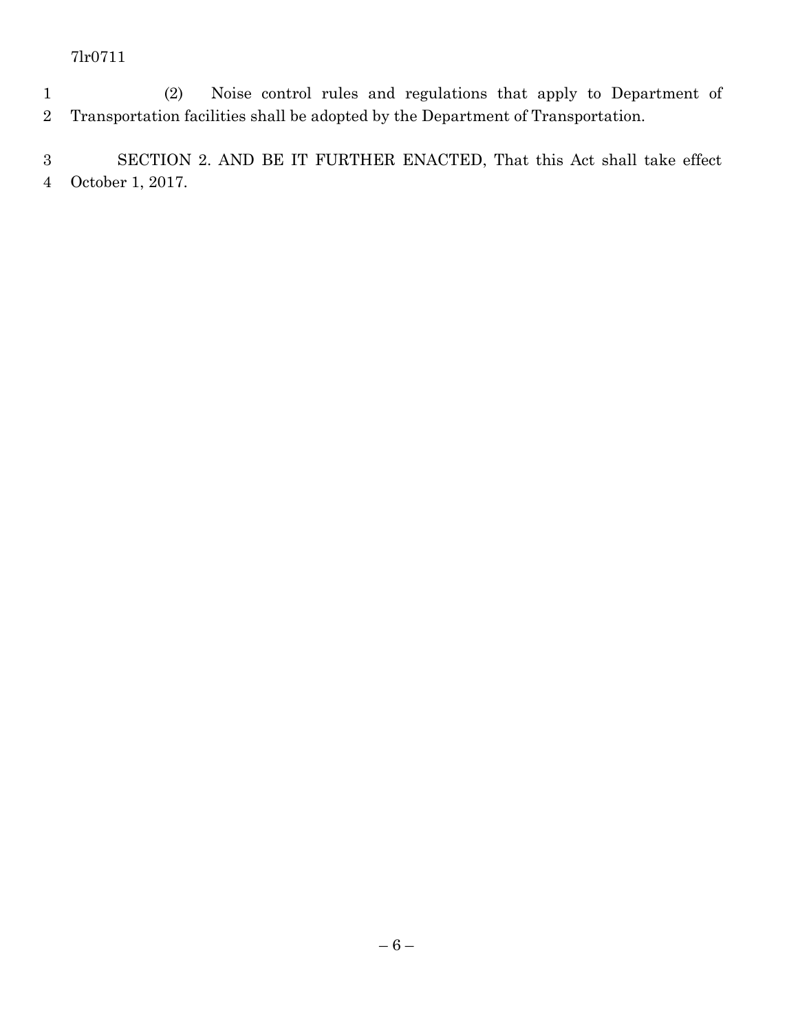(2) Noise control rules and regulations that apply to Department of Transportation facilities shall be adopted by the Department of Transportation.

SECTION 2. AND BE IT FURTHER ENACTED, That this Act shall take effect October 1, 2017.